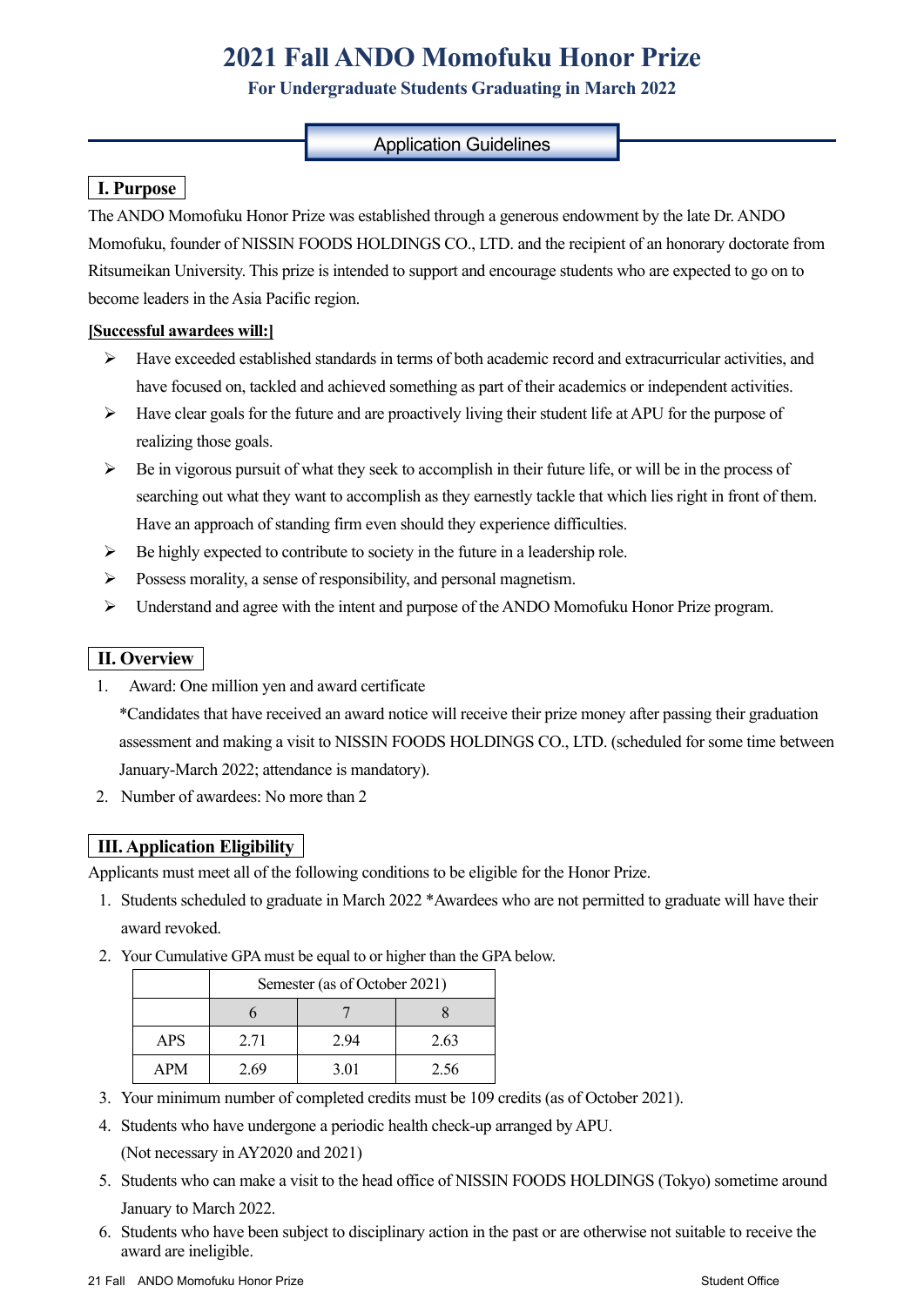# 2021 Fall ANDO Momofuku Honor Prize

**For Undergraduate Students Graduating in March 2022**

## Application Guidelines

### I. Purpose

The ANDO Momofuku Honor Prize was established through a generous endowment by the late Dr. ANDO Momofuku, founder of NISSIN FOODS HOLDINGS CO., LTD. and the recipient of an honorary doctorate from Ritsumeikan University. This prize is intended to support and encourage students who are expected to go on to become leaders in the Asia Pacific region.

**[Successful awardees will:]**

- Have exceeded established standards in terms of both academic record and extracurricular activities, and have focused on, tackled and achieved something as part of their academics or independent activities.
- Have clear goals for the future and are proactively living their student life at APU for the purpose of realizing those goals.
- Be in vigorous pursuit of what they seek to accomplish in their future life, or will be in the process of searching out what they want to accomplish as they earnestly tackle that which lies right in front of them. Have an approach of standing firm even should they experience difficulties.
- Be highly expected to contribute to society in the future in a leadership role.
- Possess morality, a sense of responsibility, and personal magnetism.
- Understand and agree with the intent and purpose of the ANDO Momofuku Honor Prize program.

### II. Overview

1. Award: One million yen and award certificate
   *Candidates that have received an award notice will receive their prize money after passing their graduation assessment and making a visit to NISSIN FOODS HOLDINGS CO., LTD. (scheduled for some time between January-March 2022; attendance is mandatory).
2. Number of awardees: No more than 2

### III. Application Eligibility

Applicants must meet all of the following conditions to be eligible for the Honor Prize.

1. Students scheduled to graduate in March 2022 *Awardees who are not permitted to graduate will have their award revoked.
2. Your Cumulative GPA must be equal to or higher than the GPA below.

|  | Semester (as of October 2021) | | |
|---|---|---|---|
|  | 6 | 7 | 8 |
| APS | 2.71 | 2.94 | 2.63 |
| APM | 2.69 | 3.01 | 2.56 |

3. Your minimum number of completed credits must be 109 credits (as of October 2021).
4. Students who have undergone a periodic health check-up arranged by APU.
   (Not necessary in AY2020 and 2021)
5. Students who can make a visit to the head office of NISSIN FOODS HOLDINGS (Tokyo) sometime around January to March 2022.
6. Students who have been subject to disciplinary action in the past or are otherwise not suitable to receive the award are ineligible.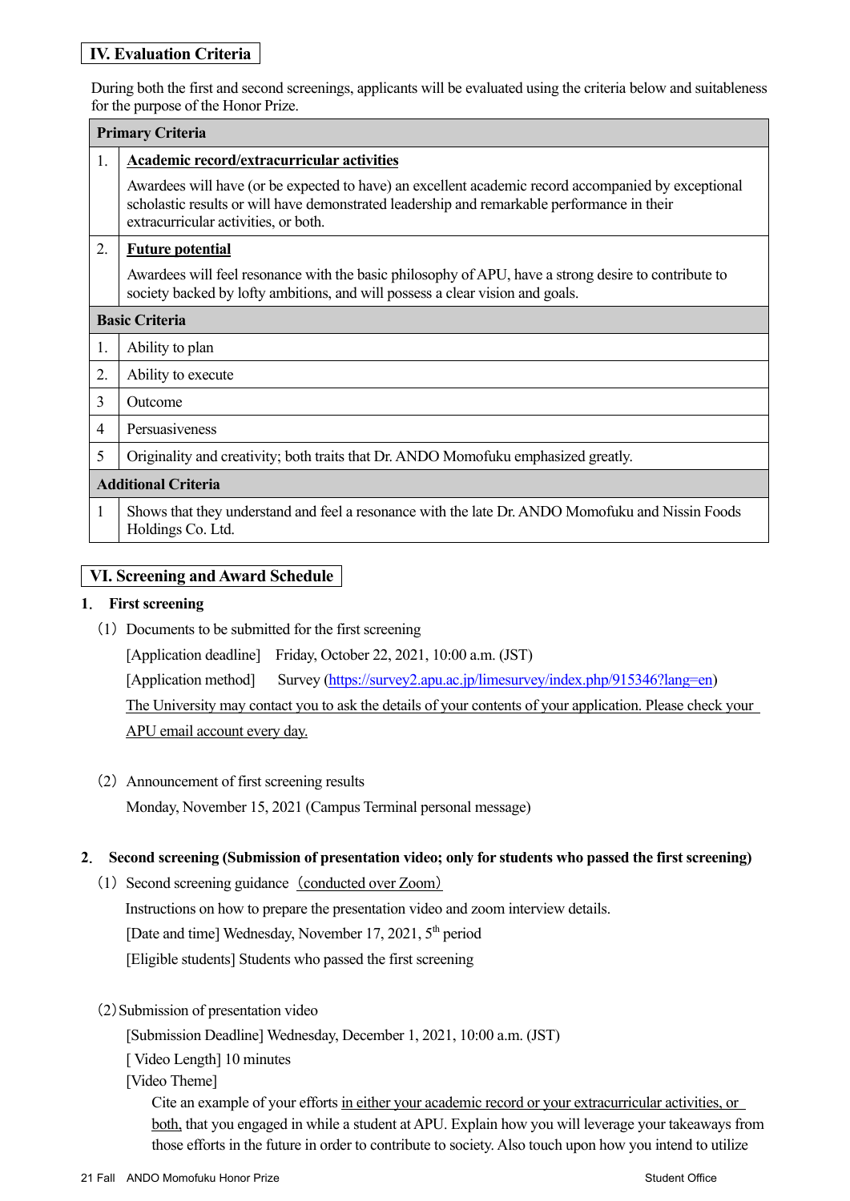## IV. Evaluation Criteria

During both the first and second screenings, applicants will be evaluated using the criteria below and suitableness for the purpose of the Honor Prize.

| Primary Criteria | |
|---|---|
| 1. | **Academic record/extracurricular activities**<br>Awardees will have (or be expected to have) an excellent academic record accompanied by exceptional scholastic results or will have demonstrated leadership and remarkable performance in their extracurricular activities, or both. |
| 2. | **Future potential**<br>Awardees will feel resonance with the basic philosophy of APU, have a strong desire to contribute to society backed by lofty ambitions, and will possess a clear vision and goals. |
| **Basic Criteria** | |
| 1. | Ability to plan |
| 2. | Ability to execute |
| 3 | Outcome |
| 4 | Persuasiveness |
| 5 | Originality and creativity; both traits that Dr. ANDO Momofuku emphasized greatly. |
| **Additional Criteria** | |
| 1 | Shows that they understand and feel a resonance with the late Dr. ANDO Momofuku and Nissin Foods Holdings Co. Ltd. |

## VI. Screening and Award Schedule

### 1. First screening

(1) Documents to be submitted for the first screening

[Application deadline] Friday, October 22, 2021, 10:00 a.m. (JST)

[Application method] Survey (https://survey2.apu.ac.jp/limesurvey/index.php/915346?lang=en)

The University may contact you to ask the details of your contents of your application. Please check your APU email account every day.

(2) Announcement of first screening results

Monday, November 15, 2021 (Campus Terminal personal message)

### 2. Second screening (Submission of presentation video; only for students who passed the first screening)

(1) Second screening guidance (conducted over Zoom)

Instructions on how to prepare the presentation video and zoom interview details.

[Date and time] Wednesday, November 17, 2021, 5th period

[Eligible students] Students who passed the first screening

(2) Submission of presentation video

[Submission Deadline] Wednesday, December 1, 2021, 10:00 a.m. (JST)

[ Video Length] 10 minutes

[Video Theme]

Cite an example of your efforts in either your academic record or your extracurricular activities, or both, that you engaged in while a student at APU. Explain how you will leverage your takeaways from those efforts in the future in order to contribute to society. Also touch upon how you intend to utilize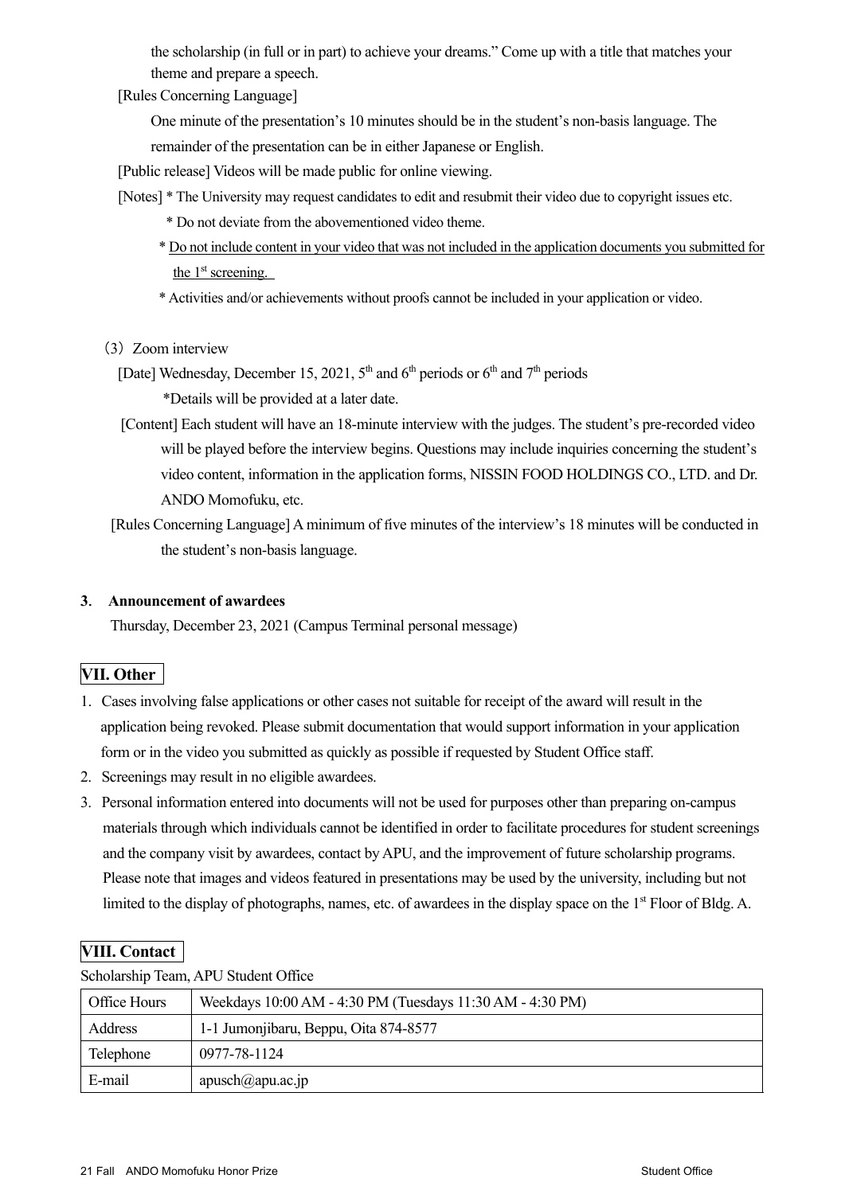the scholarship (in full or in part) to achieve your dreams." Come up with a title that matches your theme and prepare a speech.

[Rules Concerning Language]

One minute of the presentation's 10 minutes should be in the student's non-basis language. The remainder of the presentation can be in either Japanese or English.

[Public release] Videos will be made public for online viewing.

[Notes] * The University may request candidates to edit and resubmit their video due to copyright issues etc.

* Do not deviate from the abovementioned video theme.

* Do not include content in your video that was not included in the application documents you submitted for the 1st screening.

* Activities and/or achievements without proofs cannot be included in your application or video.

(3) Zoom interview

[Date] Wednesday, December 15, 2021, 5th and 6th periods or 6th and 7th periods

*Details will be provided at a later date.

[Content] Each student will have an 18-minute interview with the judges. The student's pre-recorded video will be played before the interview begins. Questions may include inquiries concerning the student's video content, information in the application forms, NISSIN FOOD HOLDINGS CO., LTD. and Dr. ANDO Momofuku, etc.

[Rules Concerning Language] A minimum of five minutes of the interview's 18 minutes will be conducted in the student's non-basis language.

**3. Announcement of awardees**

Thursday, December 23, 2021 (Campus Terminal personal message)

## VII. Other

1. Cases involving false applications or other cases not suitable for receipt of the award will result in the application being revoked. Please submit documentation that would support information in your application form or in the video you submitted as quickly as possible if requested by Student Office staff.
2. Screenings may result in no eligible awardees.
3. Personal information entered into documents will not be used for purposes other than preparing on-campus materials through which individuals cannot be identified in order to facilitate procedures for student screenings and the company visit by awardees, contact by APU, and the improvement of future scholarship programs. Please note that images and videos featured in presentations may be used by the university, including but not limited to the display of photographs, names, etc. of awardees in the display space on the 1st Floor of Bldg. A.

## VIII. Contact

Scholarship Team, APU Student Office

| Office Hours | Weekdays 10:00 AM - 4:30 PM (Tuesdays 11:30 AM - 4:30 PM) |
|---|---|
| Address | 1-1 Jumonjibaru, Beppu, Oita 874-8577 |
| Telephone | 0977-78-1124 |
| E-mail | apusch@apu.ac.jp |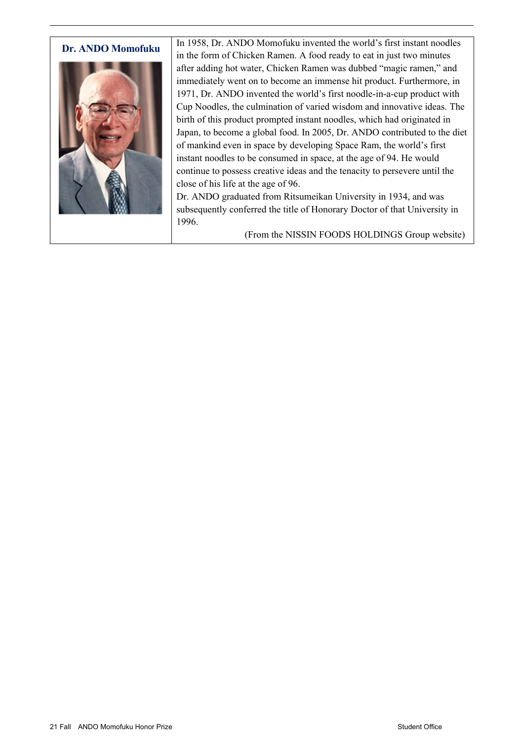| | |
|---|---|
| **Dr. ANDO Momofuku** | In 1958, Dr. ANDO Momofuku invented the world's first instant noodles in the form of Chicken Ramen. A food ready to eat in just two minutes after adding hot water, Chicken Ramen was dubbed "magic ramen," and immediately went on to become an immense hit product. Furthermore, in 1971, Dr. ANDO invented the world's first noodle-in-a-cup product with Cup Noodles, the culmination of varied wisdom and innovative ideas. The birth of this product prompted instant noodles, which had originated in Japan, to become a global food. In 2005, Dr. ANDO contributed to the diet of mankind even in space by developing Space Ram, the world's first instant noodles to be consumed in space, at the age of 94. He would continue to possess creative ideas and the tenacity to persevere until the close of his life at the age of 96.<br>Dr. ANDO graduated from Ritsumeikan University in 1934, and was subsequently conferred the title of Honorary Doctor of that University in 1996.<br>(From the NISSIN FOODS HOLDINGS Group website) |